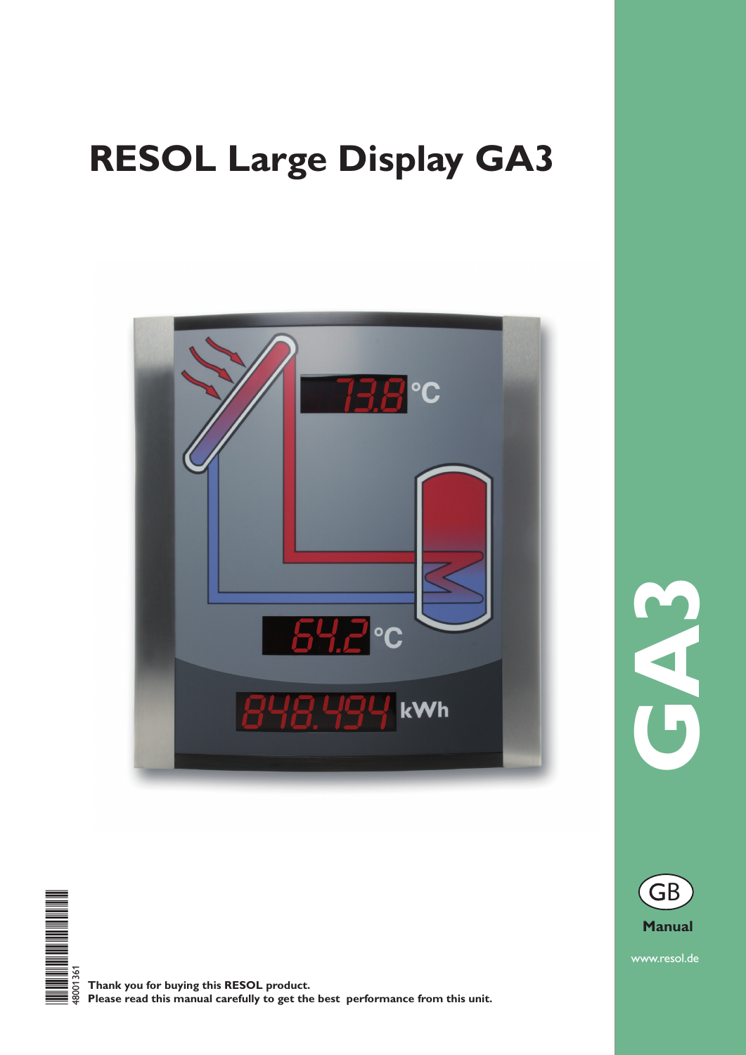# RESOL Large Display GA3

GA3

GB

**Manual**

www.resol.de

48001361

**Thank you for buying this RESOL product.**
**Please read this manual carefully to get the best performance from this unit.**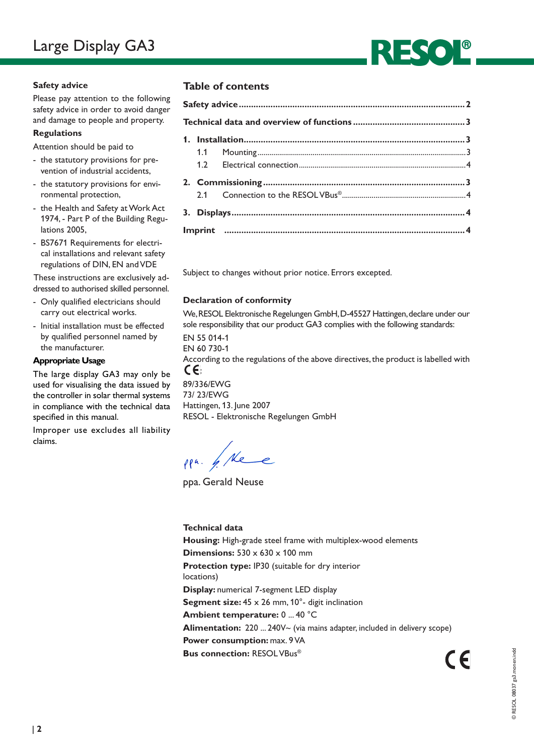# Large Display GA3

## Safety advice

Please pay attention to the following safety advice in order to avoid danger and damage to people and property.

### Regulations

Attention should be paid to

- the statutory provisions for prevention of industrial accidents,
- the statutory provisions for environmental protection,
- the Health and Safety at Work Act 1974, - Part P of the Building Regulations 2005,
- BS7671 Requirements for electrical installations and relevant safety regulations of DIN, EN and VDE

These instructions are exclusively addressed to authorised skilled personnel.

- Only qualified electricians should carry out electrical works.
- Initial installation must be effected by qualified personnel named by the manufacturer.

### Appropriate Usage

The large display GA3 may only be used for visualising the data issued by the controller in solar thermal systems in compliance with the technical data specified in this manual.

Improper use excludes all liability claims.

## Table of contents

**Safety advice** ............ 2

**Technical data and overview of functions** ............ 3

**1. Installation** ............ 3

- 1.1 Mounting ............ 3
- 1.2 Electrical connection ............ 4

**2. Commissioning** ............ 3

- 2.1 Connection to the RESOL VBus® ............ 4

**3. Displays** ............ 4

**Imprint** ............ 4

Subject to changes without prior notice. Errors excepted.

### Declaration of conformity

We, RESOL Elektronische Regelungen GmbH, D-45527 Hattingen, declare under our sole responsibility that our product GA3 complies with the following standards:

EN 55 014-1
EN 60 730-1

According to the regulations of the above directives, the product is labelled with CE:

89/336/EWG
73/ 23/EWG

Hattingen, 13. June 2007
RESOL - Elektronische Regelungen GmbH

ppa. Gerald Neuse

### Technical data

**Housing:** High-grade steel frame with multiplex-wood elements
**Dimensions:** 530 x 630 x 100 mm
**Protection type:** IP30 (suitable for dry interior locations)
**Display:** numerical 7-segment LED display
**Segment size:** 45 x 26 mm, 10°- digit inclination
**Ambient temperature:** 0 ... 40 °C
**Alimentation:** 220 ... 240V~ (via mains adapter, included in delivery scope)
**Power consumption:** max. 9 VA
**Bus connection:** RESOL VBus®

© RESOL 08037 ga3.monen.indd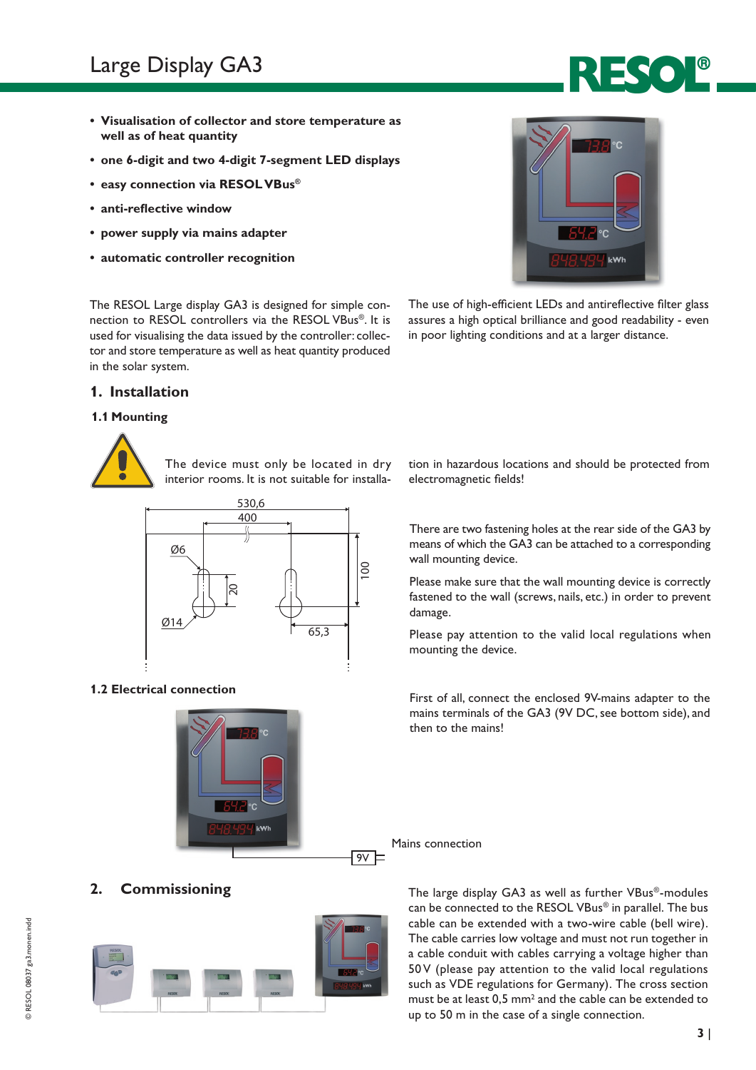# Large Display GA3

- **Visualisation of collector and store temperature as well as of heat quantity**
- **one 6-digit and two 4-digit 7-segment LED displays**
- **easy connection via RESOL VBus®**
- **anti-reflective window**
- **power supply via mains adapter**
- **automatic controller recognition**

The RESOL Large display GA3 is designed for simple connection to RESOL controllers via the RESOL VBus®. It is used for visualising the data issued by the controller: collector and store temperature as well as heat quantity produced in the solar system.

The use of high-efficient LEDs and antireflective filter glass assures a high optical brilliance and good readability - even in poor lighting conditions and at a larger distance.

## 1. Installation

### 1.1 Mounting

The device must only be located in dry interior rooms. It is not suitable for installation in hazardous locations and should be protected from electromagnetic fields!

There are two fastening holes at the rear side of the GA3 by means of which the GA3 can be attached to a corresponding wall mounting device.

Please make sure that the wall mounting device is correctly fastened to the wall (screws, nails, etc.) in order to prevent damage.

Please pay attention to the valid local regulations when mounting the device.

### 1.2 Electrical connection

First of all, connect the enclosed 9V-mains adapter to the mains terminals of the GA3 (9V DC, see bottom side), and then to the mains!

Mains connection

## 2. Commissioning

The large display GA3 as well as further VBus®-modules can be connected to the RESOL VBus® in parallel. The bus cable can be extended with a two-wire cable (bell wire). The cable carries low voltage and must not run together in a cable conduit with cables carrying a voltage higher than 50V (please pay attention to the valid local regulations such as VDE regulations for Germany). The cross section must be at least 0,5 mm² and the cable can be extended to up to 50 m in the case of a single connection.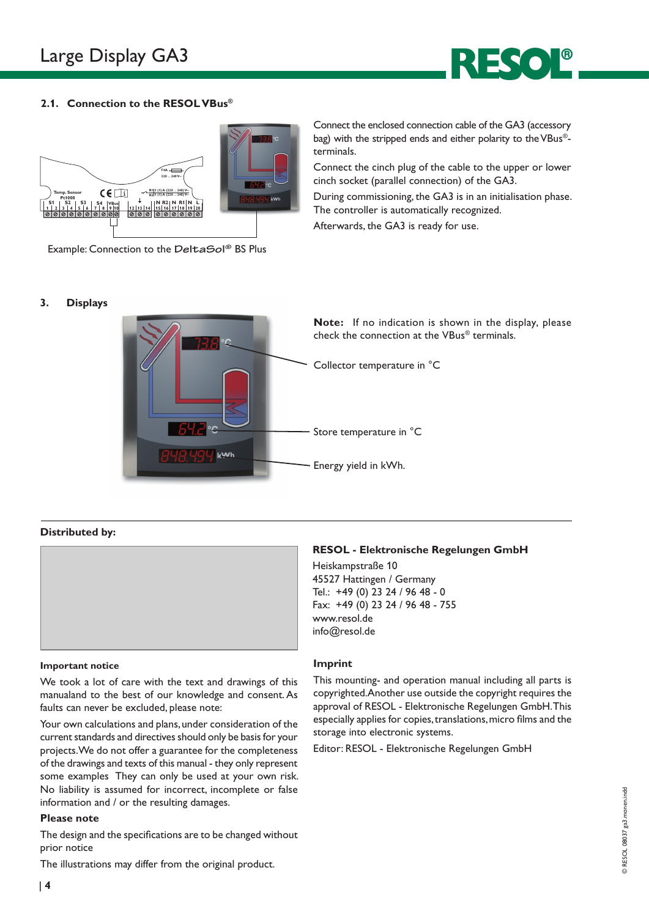### 2.1. Connection to the RESOL VBus®

Example: Connection to the DeltaSol® BS Plus

Connect the enclosed connection cable of the GA3 (accessory bag) with the stripped ends and either polarity to the VBus®-terminals.

Connect the cinch plug of the cable to the upper or lower cinch socket (parallel connection) of the GA3.

During commissioning, the GA3 is in an initialisation phase. The controller is automatically recognized.

Afterwards, the GA3 is ready for use.

## 3. Displays

**Note:** If no indication is shown in the display, please check the connection at the VBus® terminals.

Collector temperature in °C

Store temperature in °C

Energy yield in kWh.

**Distributed by:**

**RESOL - Elektronische Regelungen GmbH**

Heiskampstraße 10
45527 Hattingen / Germany
Tel.: +49 (0) 23 24 / 96 48 - 0
Fax: +49 (0) 23 24 / 96 48 - 755
www.resol.de
info@resol.de

**Important notice**

We took a lot of care with the text and drawings of this manualand to the best of our knowledge and consent. As faults can never be excluded, please note:

Your own calculations and plans, under consideration of the current standards and directives should only be basis for your projects. We do not offer a guarantee for the completeness of the drawings and texts of this manual - they only represent some examples They can only be used at your own risk. No liability is assumed for incorrect, incomplete or false information and / or the resulting damages.

**Please note**

The design and the specifications are to be changed without prior notice

The illustrations may differ from the original product.

**Imprint**

This mounting- and operation manual including all parts is copyrighted. Another use outside the copyright requires the approval of RESOL - Elektronische Regelungen GmbH. This especially applies for copies, translations, micro films and the storage into electronic systems.

Editor: RESOL - Elektronische Regelungen GmbH

© RESOL 08037 ga3.monen.indd